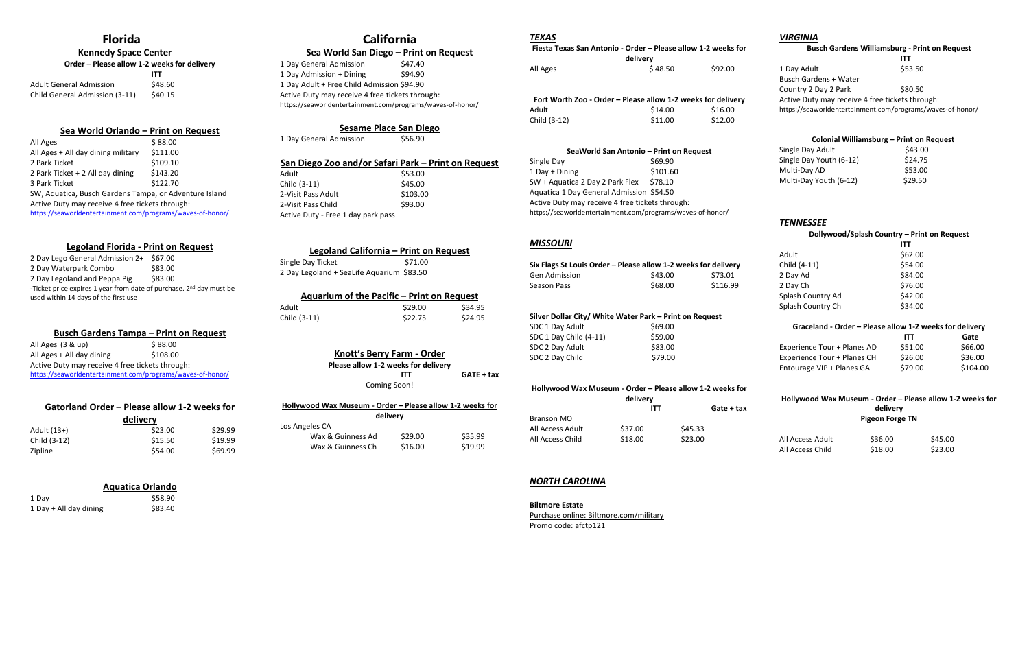# Florida

## Kennedy Space Center

**Order – Please allow 1-2 weeks for delivery**

| | ITT |
|---|---|
| Adult General Admission | $48.60 |
| Child General Admission (3-11) | $40.15 |

## Sea World Orlando – Print on Request

| | |
|---|---|
| All Ages | $ 88.00 |
| All Ages + All day dining military | $111.00 |
| 2 Park Ticket | $109.10 |
| 2 Park Ticket + 2 All day dining | $143.20 |
| 3 Park Ticket | $122.70 |

SW, Aquatica, Busch Gardens Tampa, or Adventure Island

Active Duty may receive 4 free tickets through:
https://seaworldentertainment.com/programs/waves-of-honor/

## Legoland Florida - Print on Request

| | |
|---|---|
| 2 Day Lego General Admission 2+ | $67.00 |
| 2 Day Waterpark Combo | $83.00 |
| 2 Day Legoland and Peppa Pig | $83.00 |

-Ticket price expires 1 year from date of purchase. 2nd day must be used within 14 days of the first use

## Busch Gardens Tampa – Print on Request

| | |
|---|---|
| All Ages (3 & up) | $ 88.00 |
| All Ages + All day dining | $108.00 |

Active Duty may receive 4 free tickets through:
https://seaworldentertainment.com/programs/waves-of-honor/

## Gatorland Order – Please allow 1-2 weeks for delivery

| | | |
|---|---|---|
| Adult (13+) | $23.00 | $29.99 |
| Child (3-12) | $15.50 | $19.99 |
| Zipline | $54.00 | $69.99 |

## Aquatica Orlando

| | |
|---|---|
| 1 Day | $58.90 |
| 1 Day + All day dining | $83.40 |

# California

## Sea World San Diego – Print on Request

| | |
|---|---|
| 1 Day General Admission | $47.40 |
| 1 Day Admission + Dining | $94.90 |
| 1 Day Adult + Free Child Admission | $94.90 |

Active Duty may receive 4 free tickets through:
https://seaworldentertainment.com/programs/waves-of-honor/

## Sesame Place San Diego

| | |
|---|---|
| 1 Day General Admission | $56.90 |

## San Diego Zoo and/or Safari Park – Print on Request

| | |
|---|---|
| Adult | $53.00 |
| Child (3-11) | $45.00 |
| 2-Visit Pass Adult | $103.00 |
| 2-Visit Pass Child | $93.00 |

Active Duty - Free 1 day park pass

## Legoland California – Print on Request

| | |
|---|---|
| Single Day Ticket | $71.00 |
| 2 Day Legoland + SeaLife Aquarium | $83.50 |

## Aquarium of the Pacific – Print on Request

| | | |
|---|---|---|
| Adult | $29.00 | $34.95 |
| Child (3-11) | $22.75 | $24.95 |

## Knott's Berry Farm - Order

**Please allow 1-2 weeks for delivery**

| ITT | GATE + tax |
|---|---|

Coming Soon!

## Hollywood Wax Museum - Order – Please allow 1-2 weeks for delivery

Los Angeles CA

| | | |
|---|---|---|
| Wax & Guinness Ad | $29.00 | $35.99 |
| Wax & Guinness Ch | $16.00 | $19.99 |

# *TEXAS*

## Fiesta Texas San Antonio - Order – Please allow 1-2 weeks for delivery

| | | |
|---|---|---|
| All Ages | $ 48.50 | $92.00 |

## Fort Worth Zoo - Order – Please allow 1-2 weeks for delivery

| | | |
|---|---|---|
| Adult | $14.00 | $16.00 |
| Child (3-12) | $11.00 | $12.00 |

## SeaWorld San Antonio – Print on Request

| | |
|---|---|
| Single Day | $69.90 |
| 1 Day + Dining | $101.60 |
| SW + Aquatica 2 Day 2 Park Flex | $78.10 |
| Aquatica 1 Day General Admission | $54.50 |

Active Duty may receive 4 free tickets through:
https://seaworldentertainment.com/programs/waves-of-honor/

# *MISSOURI*

## Six Flags St Louis Order – Please allow 1-2 weeks for delivery

| | | |
|---|---|---|
| Gen Admission | $43.00 | $73.01 |
| Season Pass | $68.00 | $116.99 |

## Silver Dollar City/ White Water Park – Print on Request

| | |
|---|---|
| SDC 1 Day Adult | $69.00 |
| SDC 1 Day Child (4-11) | $59.00 |
| SDC 2 Day Adult | $83.00 |
| SDC 2 Day Child | $79.00 |

## Hollywood Wax Museum - Order – Please allow 1-2 weeks for delivery

| Branson MO | ITT | Gate + tax |
|---|---|---|
| All Access Adult | $37.00 | $45.33 |
| All Access Child | $18.00 | $23.00 |

# *NORTH CAROLINA*

**Biltmore Estate**

Purchase online: Biltmore.com/military

Promo code: afctp121

# *VIRGINIA*

## Busch Gardens Williamsburg - Print on Request

| | ITT |
|---|---|
| 1 Day Adult | $53.50 |
| Busch Gardens + Water Country 2 Day 2 Park | $80.50 |

Active Duty may receive 4 free tickets through:
https://seaworldentertainment.com/programs/waves-of-honor/

## Colonial Williamsburg – Print on Request

| | |
|---|---|
| Single Day Adult | $43.00 |
| Single Day Youth (6-12) | $24.75 |
| Multi-Day AD | $53.00 |
| Multi-Day Youth (6-12) | $29.50 |

# *TENNESSEE*

## Dollywood/Splash Country – Print on Request

| | ITT |
|---|---|
| Adult | $62.00 |
| Child (4-11) | $54.00 |
| 2 Day Ad | $84.00 |
| 2 Day Ch | $76.00 |
| Splash Country Ad | $42.00 |
| Splash Country Ch | $34.00 |

## Graceland - Order – Please allow 1-2 weeks for delivery

| | ITT | Gate |
|---|---|---|
| Experience Tour + Planes AD | $51.00 | $66.00 |
| Experience Tour + Planes CH | $26.00 | $36.00 |
| Entourage VIP + Planes GA | $79.00 | $104.00 |

## Hollywood Wax Museum - Order – Please allow 1-2 weeks for delivery

**Pigeon Forge TN**

| | | |
|---|---|---|
| All Access Adult | $36.00 | $45.00 |
| All Access Child | $18.00 | $23.00 |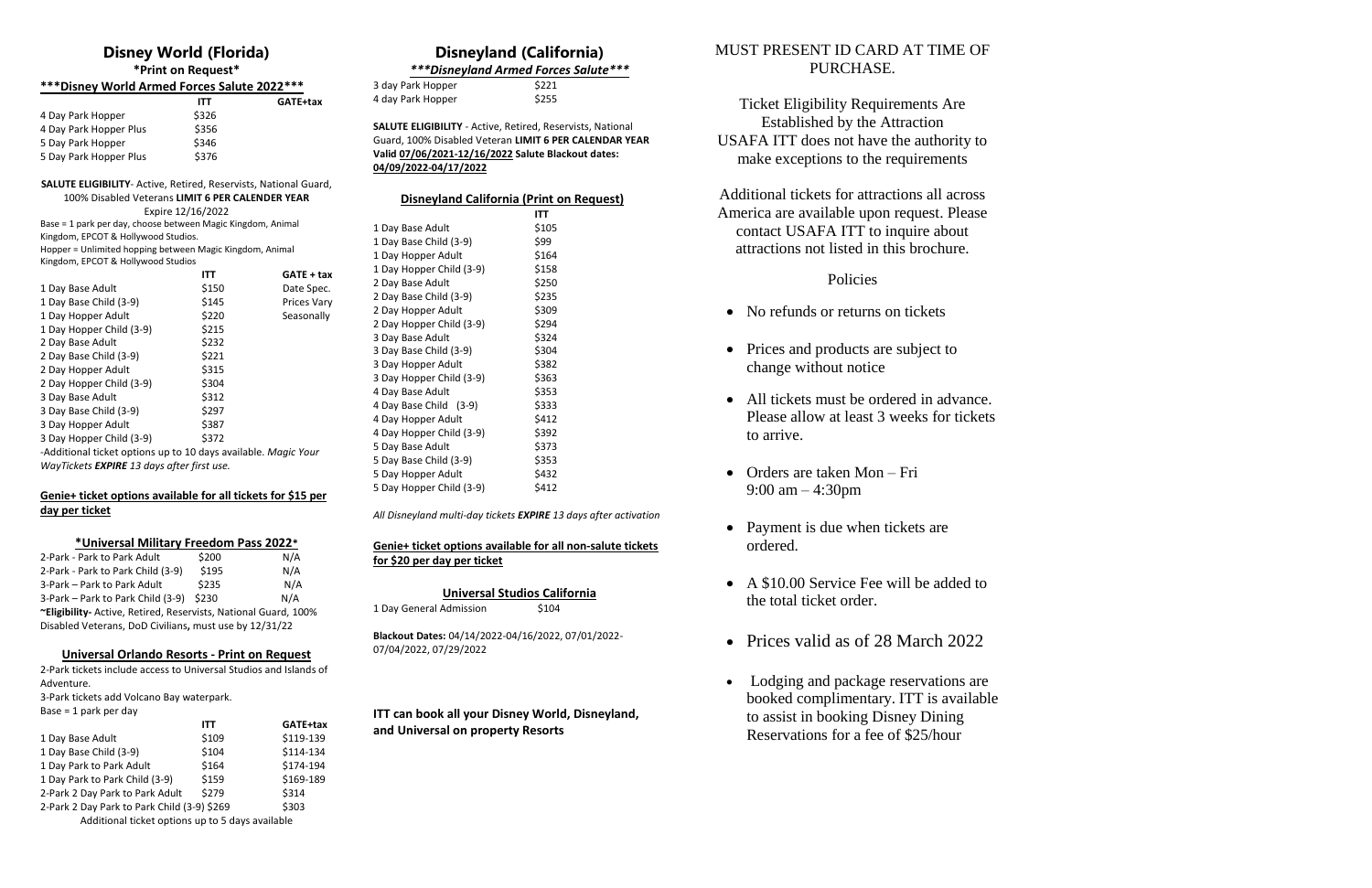# Disney World (Florida)

**\*Print on Request\***

**\*\*\*Disney World Armed Forces Salute 2022\*\*\***

| | ITT | GATE+tax |
|---|---|---|
| 4 Day Park Hopper | $326 | |
| 4 Day Park Hopper Plus | $356 | |
| 5 Day Park Hopper | $346 | |
| 5 Day Park Hopper Plus | $376 | |

**SALUTE ELIGIBILITY**- Active, Retired, Reservists, National Guard, 100% Disabled Veterans **LIMIT 6 PER CALENDER YEAR**

Expire 12/16/2022

Base = 1 park per day, choose between Magic Kingdom, Animal Kingdom, EPCOT & Hollywood Studios.

Hopper = Unlimited hopping between Magic Kingdom, Animal Kingdom, EPCOT & Hollywood Studios

| | ITT | GATE + tax |
|---|---|---|
| 1 Day Base Adult | $150 | Date Spec. |
| 1 Day Base Child (3-9) | $145 | Prices Vary |
| 1 Day Hopper Adult | $220 | Seasonally |
| 1 Day Hopper Child (3-9) | $215 | |
| 2 Day Base Adult | $232 | |
| 2 Day Base Child (3-9) | $221 | |
| 2 Day Hopper Adult | $315 | |
| 2 Day Hopper Child (3-9) | $304 | |
| 3 Day Base Adult | $312 | |
| 3 Day Base Child (3-9) | $297 | |
| 3 Day Hopper Adult | $387 | |
| 3 Day Hopper Child (3-9) | $372 | |

-Additional ticket options up to 10 days available. *Magic Your WayTickets **EXPIRE** 13 days after first use.*

**Genie+ ticket options available for all tickets for $15 per day per ticket**

## \*Universal Military Freedom Pass 2022\*

| | | |
|---|---|---|
| 2-Park - Park to Park Adult | $200 | N/A |
| 2-Park - Park to Park Child (3-9) | $195 | N/A |
| 3-Park – Park to Park Adult | $235 | N/A |
| 3-Park – Park to Park Child (3-9) | $230 | N/A |

**~Eligibility-** Active, Retired, Reservists, National Guard, 100% Disabled Veterans, DoD Civilians**,** must use by 12/31/22

## Universal Orlando Resorts - Print on Request

2-Park tickets include access to Universal Studios and Islands of Adventure.

3-Park tickets add Volcano Bay waterpark.

Base = 1 park per day

| | ITT | GATE+tax |
|---|---|---|
| 1 Day Base Adult | $109 | $119-139 |
| 1 Day Base Child (3-9) | $104 | $114-134 |
| 1 Day Park to Park Adult | $164 | $174-194 |
| 1 Day Park to Park Child (3-9) | $159 | $169-189 |
| 2-Park 2 Day Park to Park Adult | $279 | $314 |
| 2-Park 2 Day Park to Park Child (3-9) | $269 | $303 |

Additional ticket options up to 5 days available

# Disneyland (California)

***\*\*\*Disneyland Armed Forces Salute\*\*\****

| | |
|---|---|
| 3 day Park Hopper | $221 |
| 4 day Park Hopper | $255 |

**SALUTE ELIGIBILITY** - Active, Retired, Reservists, National Guard, 100% Disabled Veteran **LIMIT 6 PER CALENDAR YEAR Valid 07/06/2021-12/16/2022 Salute Blackout dates: 04/09/2022-04/17/2022**

## Disneyland California (Print on Request)

| | ITT |
|---|---|
| 1 Day Base Adult | $105 |
| 1 Day Base Child (3-9) | $99 |
| 1 Day Hopper Adult | $164 |
| 1 Day Hopper Child (3-9) | $158 |
| 2 Day Base Adult | $250 |
| 2 Day Base Child (3-9) | $235 |
| 2 Day Hopper Adult | $309 |
| 2 Day Hopper Child (3-9) | $294 |
| 3 Day Base Adult | $324 |
| 3 Day Base Child (3-9) | $304 |
| 3 Day Hopper Adult | $382 |
| 3 Day Hopper Child (3-9) | $363 |
| 4 Day Base Adult | $353 |
| 4 Day Base Child (3-9) | $333 |
| 4 Day Hopper Adult | $412 |
| 4 Day Hopper Child (3-9) | $392 |
| 5 Day Base Adult | $373 |
| 5 Day Base Child (3-9) | $353 |
| 5 Day Hopper Adult | $432 |
| 5 Day Hopper Child (3-9) | $412 |

*All Disneyland multi-day tickets **EXPIRE** 13 days after activation*

**Genie+ ticket options available for all non-salute tickets for $20 per day per ticket**

## Universal Studios California

| | |
|---|---|
| 1 Day General Admission | $104 |

**Blackout Dates:** 04/14/2022-04/16/2022, 07/01/2022-07/04/2022, 07/29/2022

**ITT can book all your Disney World, Disneyland, and Universal on property Resorts**

MUST PRESENT ID CARD AT TIME OF PURCHASE.

Ticket Eligibility Requirements Are Established by the Attraction USAFA ITT does not have the authority to make exceptions to the requirements

Additional tickets for attractions all across America are available upon request. Please contact USAFA ITT to inquire about attractions not listed in this brochure.

## Policies

- No refunds or returns on tickets
- Prices and products are subject to change without notice
- All tickets must be ordered in advance. Please allow at least 3 weeks for tickets to arrive.
- Orders are taken Mon – Fri 9:00 am – 4:30pm
- Payment is due when tickets are ordered.
- A $10.00 Service Fee will be added to the total ticket order.
- Prices valid as of 28 March 2022
- Lodging and package reservations are booked complimentary. ITT is available to assist in booking Disney Dining Reservations for a fee of $25/hour